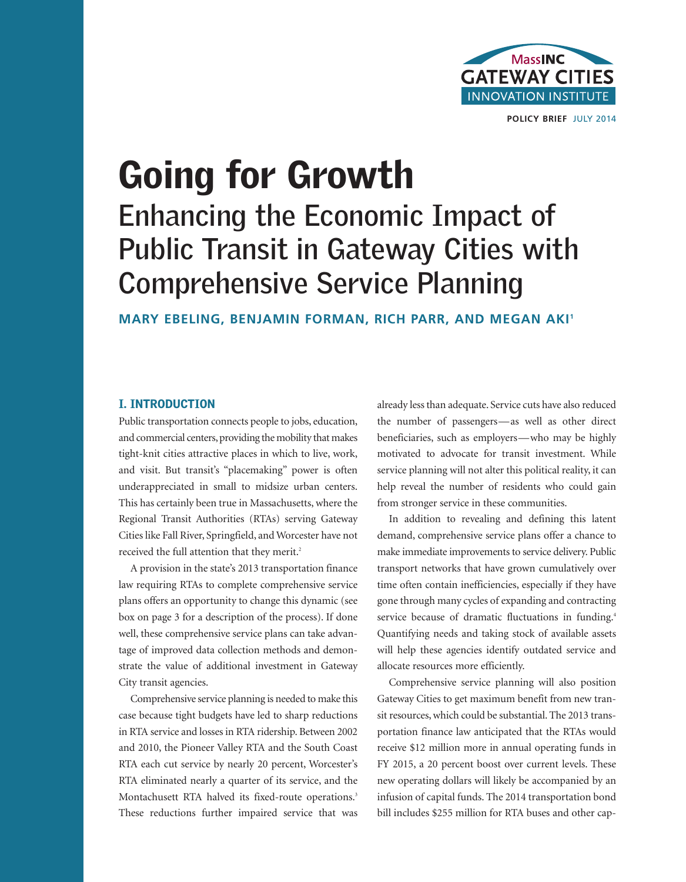MassINC GATEWAY CITIES INNOVATION INSTITUTE

POLICY BRIEF JULY 2014

# Going for Growth

## Enhancing the Economic Impact of Public Transit in Gateway Cities with Comprehensive Service Planning

**MARY EBELING, BENJAMIN FORMAN, RICH PARR, AND MEGAN AKI[1]**

### I. INTRODUCTION

Public transportation connects people to jobs, education, and commercial centers, providing the mobility that makes tight-knit cities attractive places in which to live, work, and visit. But transit's "placemaking" power is often underappreciated in small to midsize urban centers. This has certainly been true in Massachusetts, where the Regional Transit Authorities (RTAs) serving Gateway Cities like Fall River, Springfield, and Worcester have not received the full attention that they merit.[2]

A provision in the state's 2013 transportation finance law requiring RTAs to complete comprehensive service plans offers an opportunity to change this dynamic (see box on page 3 for a description of the process). If done well, these comprehensive service plans can take advantage of improved data collection methods and demonstrate the value of additional investment in Gateway City transit agencies.

Comprehensive service planning is needed to make this case because tight budgets have led to sharp reductions in RTA service and losses in RTA ridership. Between 2002 and 2010, the Pioneer Valley RTA and the South Coast RTA each cut service by nearly 20 percent, Worcester's RTA eliminated nearly a quarter of its service, and the Montachusett RTA halved its fixed-route operations.[3] These reductions further impaired service that was already less than adequate. Service cuts have also reduced the number of passengers—as well as other direct beneficiaries, such as employers—who may be highly motivated to advocate for transit investment. While service planning will not alter this political reality, it can help reveal the number of residents who could gain from stronger service in these communities.

In addition to revealing and defining this latent demand, comprehensive service plans offer a chance to make immediate improvements to service delivery. Public transport networks that have grown cumulatively over time often contain inefficiencies, especially if they have gone through many cycles of expanding and contracting service because of dramatic fluctuations in funding.[4] Quantifying needs and taking stock of available assets will help these agencies identify outdated service and allocate resources more efficiently.

Comprehensive service planning will also position Gateway Cities to get maximum benefit from new transit resources, which could be substantial. The 2013 transportation finance law anticipated that the RTAs would receive $12 million more in annual operating funds in FY 2015, a 20 percent boost over current levels. These new operating dollars will likely be accompanied by an infusion of capital funds. The 2014 transportation bond bill includes $255 million for RTA buses and other cap-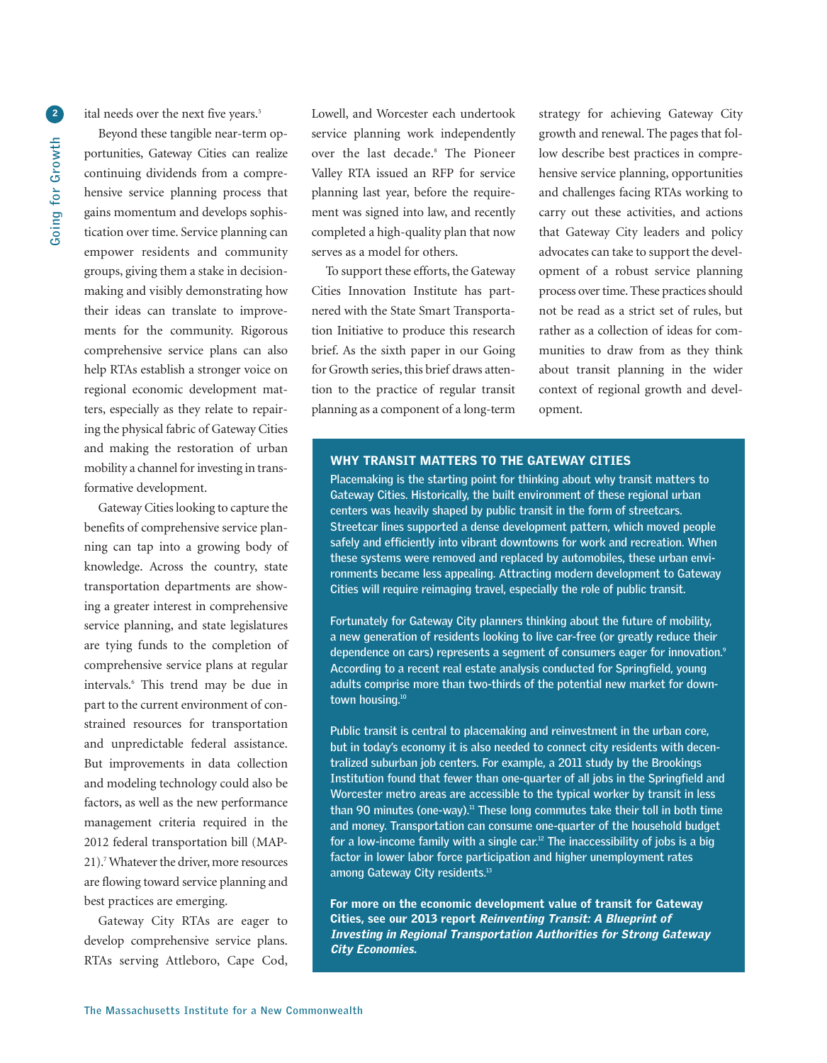ital needs over the next five years.[5]

Beyond these tangible near-term opportunities, Gateway Cities can realize continuing dividends from a comprehensive service planning process that gains momentum and develops sophistication over time. Service planning can empower residents and community groups, giving them a stake in decision-making and visibly demonstrating how their ideas can translate to improvements for the community. Rigorous comprehensive service plans can also help RTAs establish a stronger voice on regional economic development matters, especially as they relate to repairing the physical fabric of Gateway Cities and making the restoration of urban mobility a channel for investing in transformative development.

Gateway Cities looking to capture the benefits of comprehensive service planning can tap into a growing body of knowledge. Across the country, state transportation departments are showing a greater interest in comprehensive service planning, and state legislatures are tying funds to the completion of comprehensive service plans at regular intervals.[6] This trend may be due in part to the current environment of constrained resources for transportation and unpredictable federal assistance. But improvements in data collection and modeling technology could also be factors, as well as the new performance management criteria required in the 2012 federal transportation bill (MAP-21).[7] Whatever the driver, more resources are flowing toward service planning and best practices are emerging.

Gateway City RTAs are eager to develop comprehensive service plans. RTAs serving Attleboro, Cape Cod, Lowell, and Worcester each undertook service planning work independently over the last decade.[8] The Pioneer Valley RTA issued an RFP for service planning last year, before the requirement was signed into law, and recently completed a high-quality plan that now serves as a model for others.

To support these efforts, the Gateway Cities Innovation Institute has partnered with the State Smart Transportation Initiative to produce this research brief. As the sixth paper in our Going for Growth series, this brief draws attention to the practice of regular transit planning as a component of a long-term strategy for achieving Gateway City growth and renewal. The pages that follow describe best practices in comprehensive service planning, opportunities and challenges facing RTAs working to carry out these activities, and actions that Gateway City leaders and policy advocates can take to support the development of a robust service planning process over time. These practices should not be read as a strict set of rules, but rather as a collection of ideas for communities to draw from as they think about transit planning in the wider context of regional growth and development.

### WHY TRANSIT MATTERS TO THE GATEWAY CITIES

Placemaking is the starting point for thinking about why transit matters to Gateway Cities. Historically, the built environment of these regional urban centers was heavily shaped by public transit in the form of streetcars. Streetcar lines supported a dense development pattern, which moved people safely and efficiently into vibrant downtowns for work and recreation. When these systems were removed and replaced by automobiles, these urban environments became less appealing. Attracting modern development to Gateway Cities will require reimaging travel, especially the role of public transit.

Fortunately for Gateway City planners thinking about the future of mobility, a new generation of residents looking to live car-free (or greatly reduce their dependence on cars) represents a segment of consumers eager for innovation.[9] According to a recent real estate analysis conducted for Springfield, young adults comprise more than two-thirds of the potential new market for downtown housing.[10]

Public transit is central to placemaking and reinvestment in the urban core, but in today's economy it is also needed to connect city residents with decentralized suburban job centers. For example, a 2011 study by the Brookings Institution found that fewer than one-quarter of all jobs in the Springfield and Worcester metro areas are accessible to the typical worker by transit in less than 90 minutes (one-way).[11] These long commutes take their toll in both time and money. Transportation can consume one-quarter of the household budget for a low-income family with a single car.[12] The inaccessibility of jobs is a big factor in lower labor force participation and higher unemployment rates among Gateway City residents.[13]

**For more on the economic development value of transit for Gateway Cities, see our 2013 report *Reinventing Transit: A Blueprint of Investing in Regional Transportation Authorities for Strong Gateway City Economies.***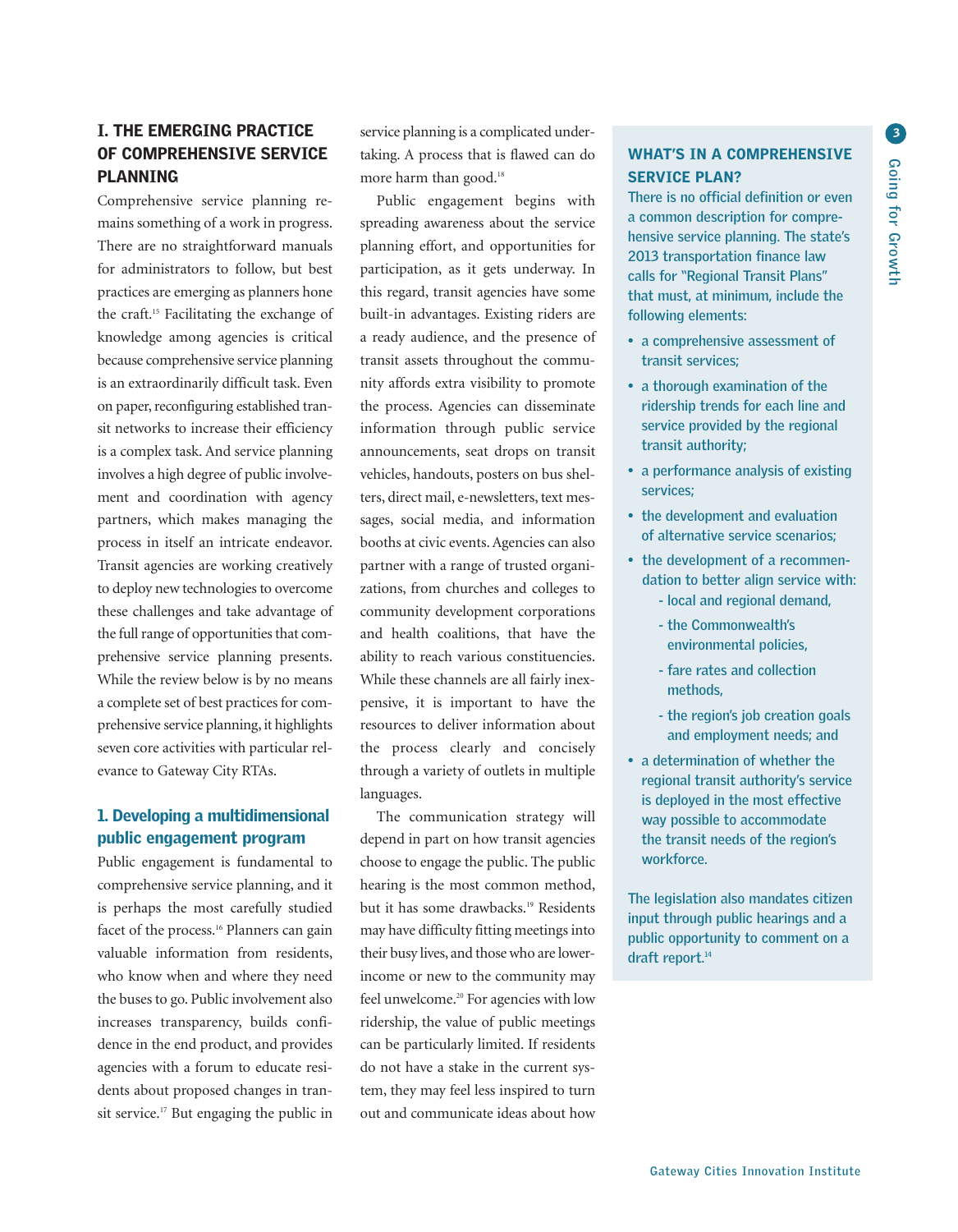## I. THE EMERGING PRACTICE OF COMPREHENSIVE SERVICE PLANNING

Comprehensive service planning remains something of a work in progress. There are no straightforward manuals for administrators to follow, but best practices are emerging as planners hone the craft.[15] Facilitating the exchange of knowledge among agencies is critical because comprehensive service planning is an extraordinarily difficult task. Even on paper, reconfiguring established transit networks to increase their efficiency is a complex task. And service planning involves a high degree of public involvement and coordination with agency partners, which makes managing the process in itself an intricate endeavor. Transit agencies are working creatively to deploy new technologies to overcome these challenges and take advantage of the full range of opportunities that comprehensive service planning presents. While the review below is by no means a complete set of best practices for comprehensive service planning, it highlights seven core activities with particular relevance to Gateway City RTAs.

### 1. Developing a multidimensional public engagement program

Public engagement is fundamental to comprehensive service planning, and it is perhaps the most carefully studied facet of the process.[16] Planners can gain valuable information from residents, who know when and where they need the buses to go. Public involvement also increases transparency, builds confidence in the end product, and provides agencies with a forum to educate residents about proposed changes in transit service.[17] But engaging the public in service planning is a complicated undertaking. A process that is flawed can do more harm than good.[18]

Public engagement begins with spreading awareness about the service planning effort, and opportunities for participation, as it gets underway. In this regard, transit agencies have some built-in advantages. Existing riders are a ready audience, and the presence of transit assets throughout the community affords extra visibility to promote the process. Agencies can disseminate information through public service announcements, seat drops on transit vehicles, handouts, posters on bus shelters, direct mail, e-newsletters, text messages, social media, and information booths at civic events. Agencies can also partner with a range of trusted organizations, from churches and colleges to community development corporations and health coalitions, that have the ability to reach various constituencies. While these channels are all fairly inexpensive, it is important to have the resources to deliver information about the process clearly and concisely through a variety of outlets in multiple languages.

The communication strategy will depend in part on how transit agencies choose to engage the public. The public hearing is the most common method, but it has some drawbacks.[19] Residents may have difficulty fitting meetings into their busy lives, and those who are lower-income or new to the community may feel unwelcome.[20] For agencies with low ridership, the value of public meetings can be particularly limited. If residents do not have a stake in the current system, they may feel less inspired to turn out and communicate ideas about how

---

**WHAT'S IN A COMPREHENSIVE SERVICE PLAN?**

There is no official definition or even a common description for comprehensive service planning. The state's 2013 transportation finance law calls for "Regional Transit Plans" that must, at minimum, include the following elements:

- a comprehensive assessment of transit services;
- a thorough examination of the ridership trends for each line and service provided by the regional transit authority;
- a performance analysis of existing services;
- the development and evaluation of alternative service scenarios;
- the development of a recommendation to better align service with:
  - local and regional demand,
  - the Commonwealth's environmental policies,
  - fare rates and collection methods,
  - the region's job creation goals and employment needs; and
- a determination of whether the regional transit authority's service is deployed in the most effective way possible to accommodate the transit needs of the region's workforce.

The legislation also mandates citizen input through public hearings and a public opportunity to comment on a draft report.[14]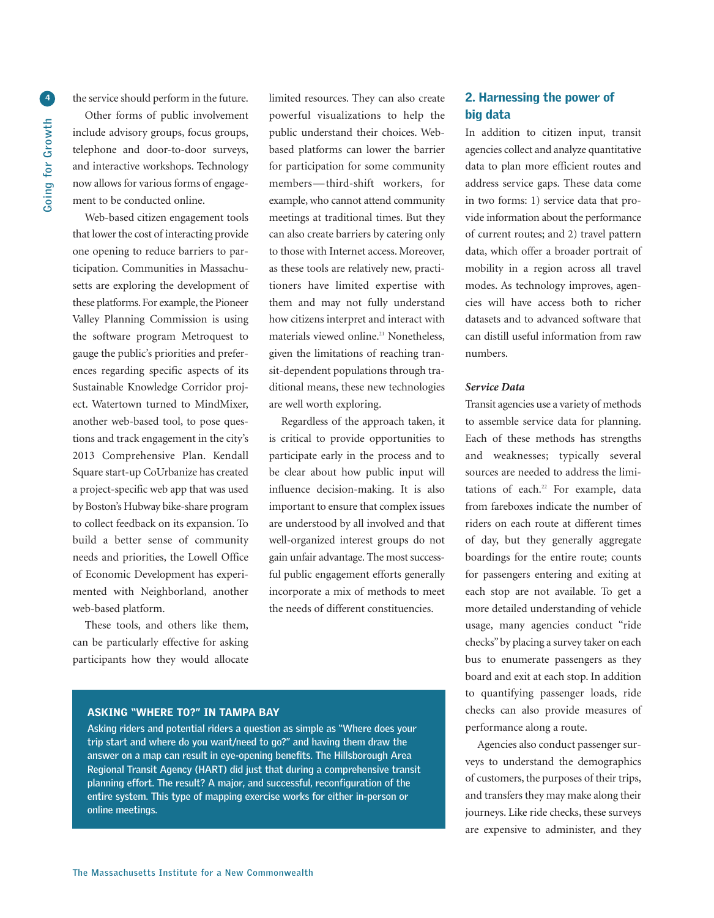the service should perform in the future.

Other forms of public involvement include advisory groups, focus groups, telephone and door-to-door surveys, and interactive workshops. Technology now allows for various forms of engagement to be conducted online.

Web-based citizen engagement tools that lower the cost of interacting provide one opening to reduce barriers to participation. Communities in Massachusetts are exploring the development of these platforms. For example, the Pioneer Valley Planning Commission is using the software program Metroquest to gauge the public's priorities and preferences regarding specific aspects of its Sustainable Knowledge Corridor project. Watertown turned to MindMixer, another web-based tool, to pose questions and track engagement in the city's 2013 Comprehensive Plan. Kendall Square start-up CoUrbanize has created a project-specific web app that was used by Boston's Hubway bike-share program to collect feedback on its expansion. To build a better sense of community needs and priorities, the Lowell Office of Economic Development has experimented with Neighborland, another web-based platform.

These tools, and others like them, can be particularly effective for asking participants how they would allocate limited resources. They can also create powerful visualizations to help the public understand their choices. Web-based platforms can lower the barrier for participation for some community members—third-shift workers, for example, who cannot attend community meetings at traditional times. But they can also create barriers by catering only to those with Internet access. Moreover, as these tools are relatively new, practitioners have limited expertise with them and may not fully understand how citizens interpret and interact with materials viewed online.[21] Nonetheless, given the limitations of reaching transit-dependent populations through traditional means, these new technologies are well worth exploring.

Regardless of the approach taken, it is critical to provide opportunities to participate early in the process and to be clear about how public input will influence decision-making. It is also important to ensure that complex issues are understood by all involved and that well-organized interest groups do not gain unfair advantage. The most successful public engagement efforts generally incorporate a mix of methods to meet the needs of different constituencies.

> **ASKING "WHERE TO?" IN TAMPA BAY**
>
> Asking riders and potential riders a question as simple as "Where does your trip start and where do you want/need to go?" and having them draw the answer on a map can result in eye-opening benefits. The Hillsborough Area Regional Transit Agency (HART) did just that during a comprehensive transit planning effort. The result? A major, and successful, reconfiguration of the entire system. This type of mapping exercise works for either in-person or online meetings.

## 2. Harnessing the power of big data

In addition to citizen input, transit agencies collect and analyze quantitative data to plan more efficient routes and address service gaps. These data come in two forms: 1) service data that provide information about the performance of current routes; and 2) travel pattern data, which offer a broader portrait of mobility in a region across all travel modes. As technology improves, agencies will have access both to richer datasets and to advanced software that can distill useful information from raw numbers.

### *Service Data*

Transit agencies use a variety of methods to assemble service data for planning. Each of these methods has strengths and weaknesses; typically several sources are needed to address the limitations of each.[22] For example, data from fareboxes indicate the number of riders on each route at different times of day, but they generally aggregate boardings for the entire route; counts for passengers entering and exiting at each stop are not available. To get a more detailed understanding of vehicle usage, many agencies conduct "ride checks" by placing a survey taker on each bus to enumerate passengers as they board and exit at each stop. In addition to quantifying passenger loads, ride checks can also provide measures of performance along a route.

Agencies also conduct passenger surveys to understand the demographics of customers, the purposes of their trips, and transfers they may make along their journeys. Like ride checks, these surveys are expensive to administer, and they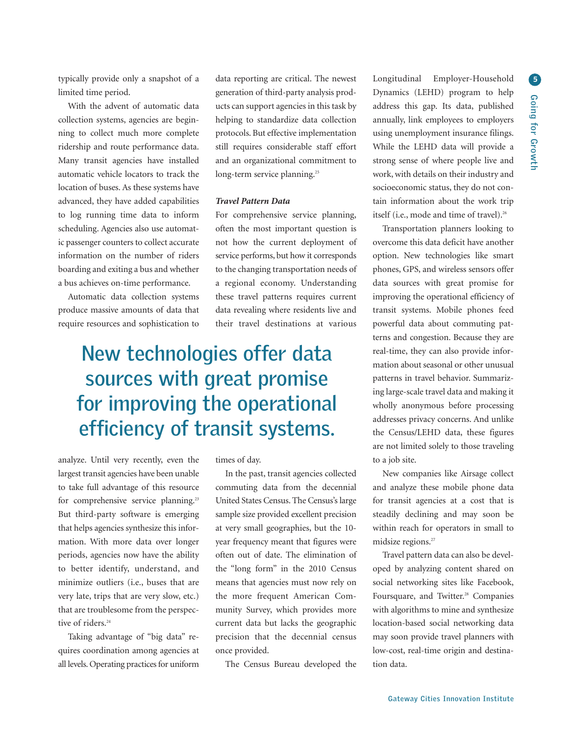typically provide only a snapshot of a limited time period.

With the advent of automatic data collection systems, agencies are beginning to collect much more complete ridership and route performance data. Many transit agencies have installed automatic vehicle locators to track the location of buses. As these systems have advanced, they have added capabilities to log running time data to inform scheduling. Agencies also use automatic passenger counters to collect accurate information on the number of riders boarding and exiting a bus and whether a bus achieves on-time performance.

Automatic data collection systems produce massive amounts of data that require resources and sophistication to analyze. Until very recently, even the largest transit agencies have been unable to take full advantage of this resource for comprehensive service planning.[23] But third-party software is emerging that helps agencies synthesize this information. With more data over longer periods, agencies now have the ability to better identify, understand, and minimize outliers (i.e., buses that are very late, trips that are very slow, etc.) that are troublesome from the perspective of riders.[24]

Taking advantage of "big data" requires coordination among agencies at all levels. Operating practices for uniform data reporting are critical. The newest generation of third-party analysis products can support agencies in this task by helping to standardize data collection protocols. But effective implementation still requires considerable staff effort and an organizational commitment to long-term service planning.[25]

**New technologies offer data sources with great promise for improving the operational efficiency of transit systems.**

***Travel Pattern Data***

For comprehensive service planning, often the most important question is not how the current deployment of service performs, but how it corresponds to the changing transportation needs of a regional economy. Understanding these travel patterns requires current data revealing where residents live and their travel destinations at various times of day.

In the past, transit agencies collected commuting data from the decennial United States Census. The Census's large sample size provided excellent precision at very small geographies, but the 10-year frequency meant that figures were often out of date. The elimination of the "long form" in the 2010 Census means that agencies must now rely on the more frequent American Community Survey, which provides more current data but lacks the geographic precision that the decennial census once provided.

The Census Bureau developed the Longitudinal Employer-Household Dynamics (LEHD) program to help address this gap. Its data, published annually, link employees to employers using unemployment insurance filings. While the LEHD data will provide a strong sense of where people live and work, with details on their industry and socioeconomic status, they do not contain information about the work trip itself (i.e., mode and time of travel).[26]

Transportation planners looking to overcome this data deficit have another option. New technologies like smart phones, GPS, and wireless sensors offer data sources with great promise for improving the operational efficiency of transit systems. Mobile phones feed powerful data about commuting patterns and congestion. Because they are real-time, they can also provide information about seasonal or other unusual patterns in travel behavior. Summarizing large-scale travel data and making it wholly anonymous before processing addresses privacy concerns. And unlike the Census/LEHD data, these figures are not limited solely to those traveling to a job site.

New companies like Airsage collect and analyze these mobile phone data for transit agencies at a cost that is steadily declining and may soon be within reach for operators in small to midsize regions.[27]

Travel pattern data can also be developed by analyzing content shared on social networking sites like Facebook, Foursquare, and Twitter.[28] Companies with algorithms to mine and synthesize location-based social networking data may soon provide travel planners with low-cost, real-time origin and destination data.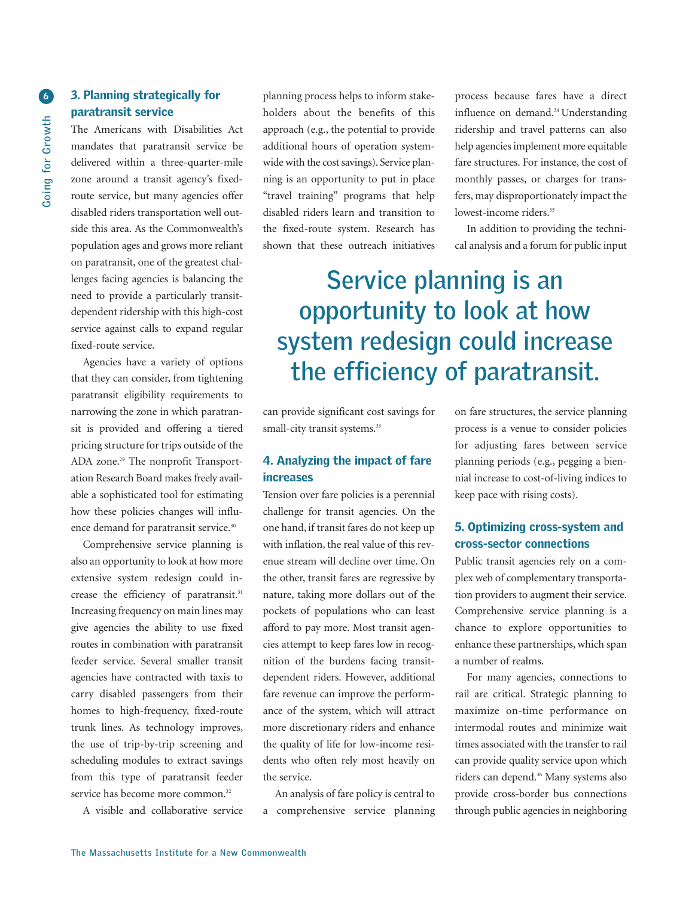### 3. Planning strategically for paratransit service

The Americans with Disabilities Act mandates that paratransit service be delivered within a three-quarter-mile zone around a transit agency's fixed-route service, but many agencies offer disabled riders transportation well outside this area. As the Commonwealth's population ages and grows more reliant on paratransit, one of the greatest challenges facing agencies is balancing the need to provide a particularly transit-dependent ridership with this high-cost service against calls to expand regular fixed-route service.

Agencies have a variety of options that they can consider, from tightening paratransit eligibility requirements to narrowing the zone in which paratransit is provided and offering a tiered pricing structure for trips outside of the ADA zone.[29] The nonprofit Transportation Research Board makes freely available a sophisticated tool for estimating how these policies changes will influence demand for paratransit service.[30]

Comprehensive service planning is also an opportunity to look at how more extensive system redesign could increase the efficiency of paratransit.[31] Increasing frequency on main lines may give agencies the ability to use fixed routes in combination with paratransit feeder service. Several smaller transit agencies have contracted with taxis to carry disabled passengers from their homes to high-frequency, fixed-route trunk lines. As technology improves, the use of trip-by-trip screening and scheduling modules to extract savings from this type of paratransit feeder service has become more common.[32]

A visible and collaborative service planning process helps to inform stakeholders about the benefits of this approach (e.g., the potential to provide additional hours of operation systemwide with the cost savings). Service planning is an opportunity to put in place "travel training" programs that help disabled riders learn and transition to the fixed-route system. Research has shown that these outreach initiatives can provide significant cost savings for small-city transit systems.[33]

> **Service planning is an opportunity to look at how system redesign could increase the efficiency of paratransit.**

### 4. Analyzing the impact of fare increases

Tension over fare policies is a perennial challenge for transit agencies. On the one hand, if transit fares do not keep up with inflation, the real value of this revenue stream will decline over time. On the other, transit fares are regressive by nature, taking more dollars out of the pockets of populations who can least afford to pay more. Most transit agencies attempt to keep fares low in recognition of the burdens facing transit-dependent riders. However, additional fare revenue can improve the performance of the system, which will attract more discretionary riders and enhance the quality of life for low-income residents who often rely most heavily on the service.

An analysis of fare policy is central to a comprehensive service planning process because fares have a direct influence on demand.[34] Understanding ridership and travel patterns can also help agencies implement more equitable fare structures. For instance, the cost of monthly passes, or charges for transfers, may disproportionately impact the lowest-income riders.[35]

In addition to providing the technical analysis and a forum for public input on fare structures, the service planning process is a venue to consider policies for adjusting fares between service planning periods (e.g., pegging a biennial increase to cost-of-living indices to keep pace with rising costs).

### 5. Optimizing cross-system and cross-sector connections

Public transit agencies rely on a complex web of complementary transportation providers to augment their service. Comprehensive service planning is a chance to explore opportunities to enhance these partnerships, which span a number of realms.

For many agencies, connections to rail are critical. Strategic planning to maximize on-time performance on intermodal routes and minimize wait times associated with the transfer to rail can provide quality service upon which riders can depend.[36] Many systems also provide cross-border bus connections through public agencies in neighboring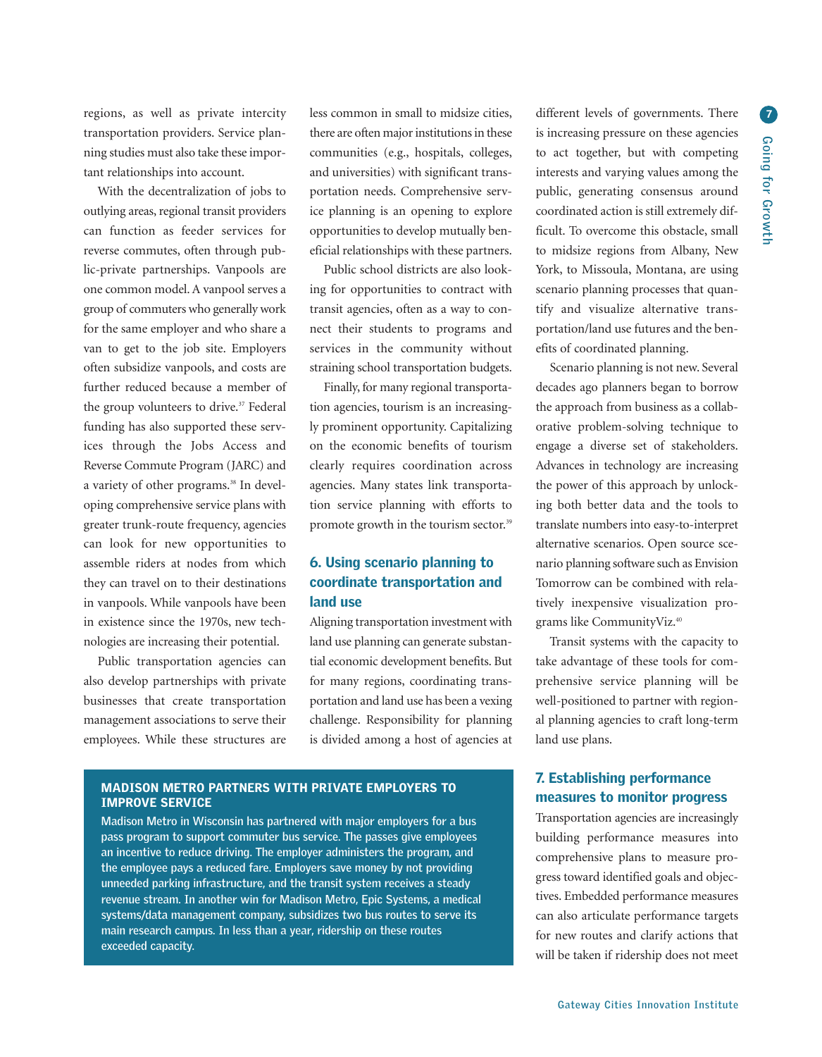regions, as well as private intercity transportation providers. Service planning studies must also take these important relationships into account.

With the decentralization of jobs to outlying areas, regional transit providers can function as feeder services for reverse commutes, often through public-private partnerships. Vanpools are one common model. A vanpool serves a group of commuters who generally work for the same employer and who share a van to get to the job site. Employers often subsidize vanpools, and costs are further reduced because a member of the group volunteers to drive.[37] Federal funding has also supported these services through the Jobs Access and Reverse Commute Program (JARC) and a variety of other programs.[38] In developing comprehensive service plans with greater trunk-route frequency, agencies can look for new opportunities to assemble riders at nodes from which they can travel on to their destinations in vanpools. While vanpools have been in existence since the 1970s, new technologies are increasing their potential.

Public transportation agencies can also develop partnerships with private businesses that create transportation management associations to serve their employees. While these structures are less common in small to midsize cities, there are often major institutions in these communities (e.g., hospitals, colleges, and universities) with significant transportation needs. Comprehensive service planning is an opening to explore opportunities to develop mutually beneficial relationships with these partners.

Public school districts are also looking for opportunities to contract with transit agencies, often as a way to connect their students to programs and services in the community without straining school transportation budgets.

Finally, for many regional transportation agencies, tourism is an increasingly prominent opportunity. Capitalizing on the economic benefits of tourism clearly requires coordination across agencies. Many states link transportation service planning with efforts to promote growth in the tourism sector.[39]

## 6. Using scenario planning to coordinate transportation and land use

Aligning transportation investment with land use planning can generate substantial economic development benefits. But for many regions, coordinating transportation and land use has been a vexing challenge. Responsibility for planning is divided among a host of agencies at different levels of governments. There is increasing pressure on these agencies to act together, but with competing interests and varying values among the public, generating consensus around coordinated action is still extremely difficult. To overcome this obstacle, small to midsize regions from Albany, New York, to Missoula, Montana, are using scenario planning processes that quantify and visualize alternative transportation/land use futures and the benefits of coordinated planning.

Scenario planning is not new. Several decades ago planners began to borrow the approach from business as a collaborative problem-solving technique to engage a diverse set of stakeholders. Advances in technology are increasing the power of this approach by unlocking both better data and the tools to translate numbers into easy-to-interpret alternative scenarios. Open source scenario planning software such as Envision Tomorrow can be combined with relatively inexpensive visualization programs like CommunityViz.[40]

Transit systems with the capacity to take advantage of these tools for comprehensive service planning will be well-positioned to partner with regional planning agencies to craft long-term land use plans.

## 7. Establishing performance measures to monitor progress

Transportation agencies are increasingly building performance measures into comprehensive plans to measure progress toward identified goals and objectives. Embedded performance measures can also articulate performance targets for new routes and clarify actions that will be taken if ridership does not meet

### MADISON METRO PARTNERS WITH PRIVATE EMPLOYERS TO IMPROVE SERVICE

**Madison Metro in Wisconsin has partnered with major employers for a bus pass program to support commuter bus service. The passes give employees an incentive to reduce driving. The employer administers the program, and the employee pays a reduced fare. Employers save money by not providing unneeded parking infrastructure, and the transit system receives a steady revenue stream. In another win for Madison Metro, Epic Systems, a medical systems/data management company, subsidizes two bus routes to serve its main research campus. In less than a year, ridership on these routes exceeded capacity.**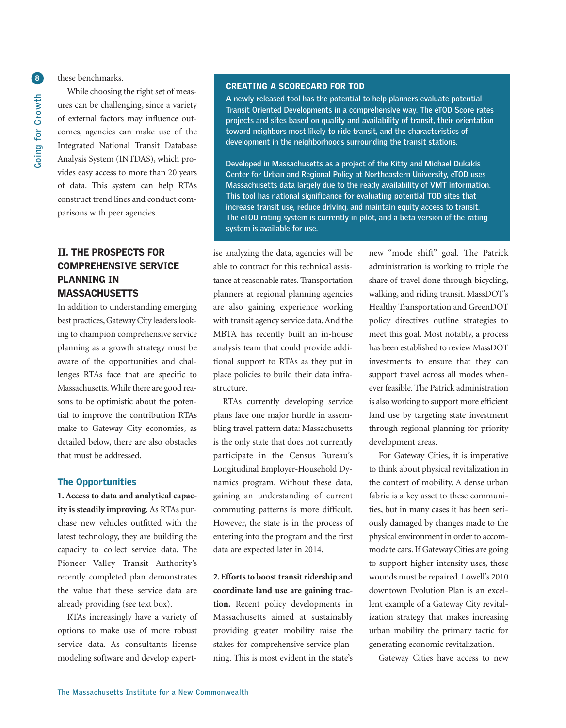these benchmarks.

While choosing the right set of measures can be challenging, since a variety of external factors may influence outcomes, agencies can make use of the Integrated National Transit Database Analysis System (INTDAS), which provides easy access to more than 20 years of data. This system can help RTAs construct trend lines and conduct comparisons with peer agencies.

> **CREATING A SCORECARD FOR TOD**
>
> A newly released tool has the potential to help planners evaluate potential Transit Oriented Developments in a comprehensive way. The eTOD Score rates projects and sites based on quality and availability of transit, their orientation toward neighbors most likely to ride transit, and the characteristics of development in the neighborhoods surrounding the transit stations.
>
> Developed in Massachusetts as a project of the Kitty and Michael Dukakis Center for Urban and Regional Policy at Northeastern University, eTOD uses Massachusetts data largely due to the ready availability of VMT information. This tool has national significance for evaluating potential TOD sites that increase transit use, reduce driving, and maintain equity access to transit. The eTOD rating system is currently in pilot, and a beta version of the rating system is available for use.

## II. THE PROSPECTS FOR COMPREHENSIVE SERVICE PLANNING IN MASSACHUSETTS

In addition to understanding emerging best practices, Gateway City leaders looking to champion comprehensive service planning as a growth strategy must be aware of the opportunities and challenges RTAs face that are specific to Massachusetts. While there are good reasons to be optimistic about the potential to improve the contribution RTAs make to Gateway City economies, as detailed below, there are also obstacles that must be addressed.

### The Opportunities

**1. Access to data and analytical capacity is steadily improving.** As RTAs purchase new vehicles outfitted with the latest technology, they are building the capacity to collect service data. The Pioneer Valley Transit Authority's recently completed plan demonstrates the value that these service data are already providing (see text box).

RTAs increasingly have a variety of options to make use of more robust service data. As consultants license modeling software and develop expertise analyzing the data, agencies will be able to contract for this technical assistance at reasonable rates. Transportation planners at regional planning agencies are also gaining experience working with transit agency service data. And the MBTA has recently built an in-house analysis team that could provide additional support to RTAs as they put in place policies to build their data infrastructure.

RTAs currently developing service plans face one major hurdle in assembling travel pattern data: Massachusetts is the only state that does not currently participate in the Census Bureau's Longitudinal Employer-Household Dynamics program. Without these data, gaining an understanding of current commuting patterns is more difficult. However, the state is in the process of entering into the program and the first data are expected later in 2014.

**2. Efforts to boost transit ridership and coordinate land use are gaining traction.** Recent policy developments in Massachusetts aimed at sustainably providing greater mobility raise the stakes for comprehensive service planning. This is most evident in the state's new "mode shift" goal. The Patrick administration is working to triple the share of travel done through bicycling, walking, and riding transit. MassDOT's Healthy Transportation and GreenDOT policy directives outline strategies to meet this goal. Most notably, a process has been established to review MassDOT investments to ensure that they can support travel across all modes whenever feasible. The Patrick administration is also working to support more efficient land use by targeting state investment through regional planning for priority development areas.

For Gateway Cities, it is imperative to think about physical revitalization in the context of mobility. A dense urban fabric is a key asset to these communities, but in many cases it has been seriously damaged by changes made to the physical environment in order to accommodate cars. If Gateway Cities are going to support higher intensity uses, these wounds must be repaired. Lowell's 2010 downtown Evolution Plan is an excellent example of a Gateway City revitalization strategy that makes increasing urban mobility the primary tactic for generating economic revitalization.

Gateway Cities have access to new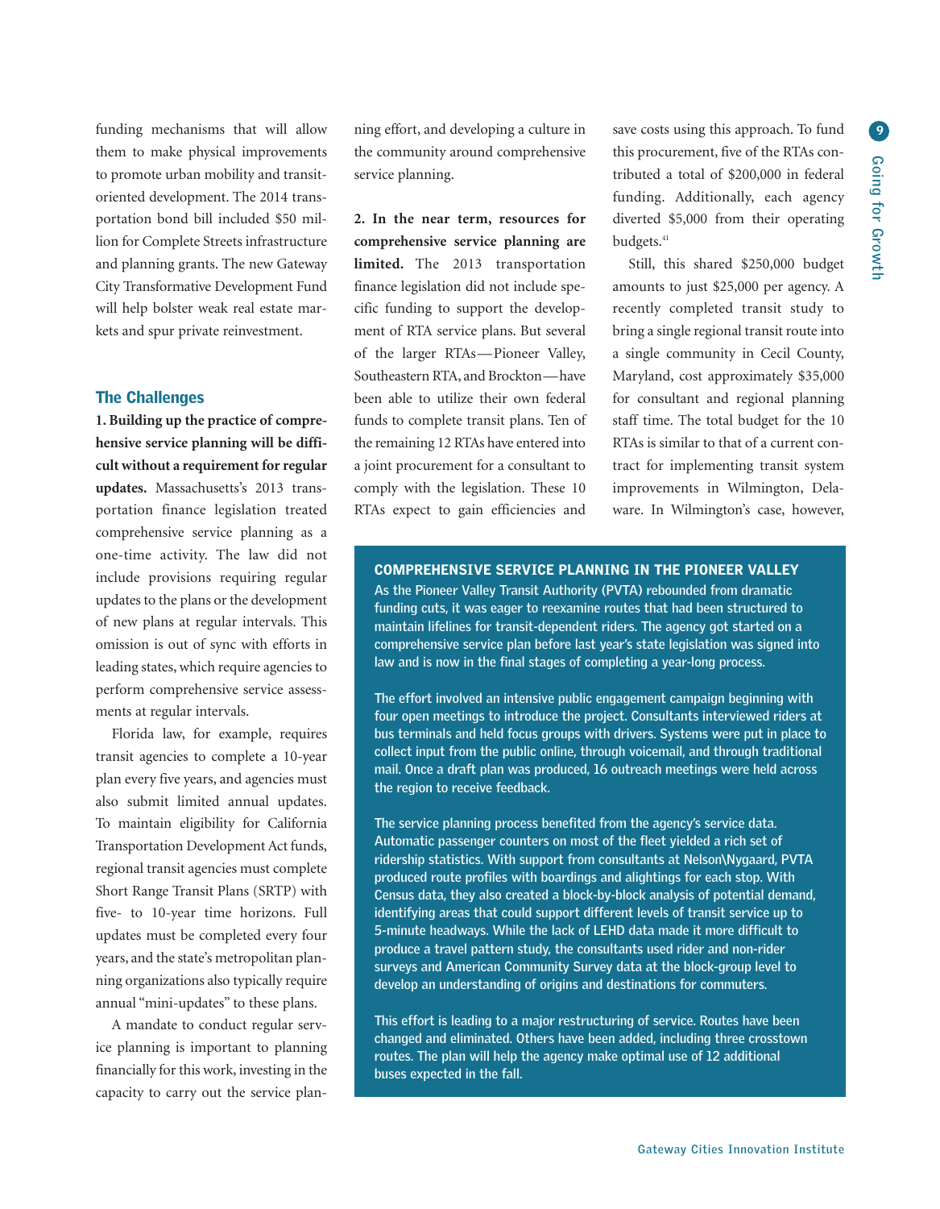funding mechanisms that will allow them to make physical improvements to promote urban mobility and transit-oriented development. The 2014 transportation bond bill included $50 million for Complete Streets infrastructure and planning grants. The new Gateway City Transformative Development Fund will help bolster weak real estate markets and spur private reinvestment.

## The Challenges

**1. Building up the practice of comprehensive service planning will be difficult without a requirement for regular updates.** Massachusetts's 2013 transportation finance legislation treated comprehensive service planning as a one-time activity. The law did not include provisions requiring regular updates to the plans or the development of new plans at regular intervals. This omission is out of sync with efforts in leading states, which require agencies to perform comprehensive service assessments at regular intervals.

Florida law, for example, requires transit agencies to complete a 10-year plan every five years, and agencies must also submit limited annual updates. To maintain eligibility for California Transportation Development Act funds, regional transit agencies must complete Short Range Transit Plans (SRTP) with five- to 10-year time horizons. Full updates must be completed every four years, and the state's metropolitan planning organizations also typically require annual "mini-updates" to these plans.

A mandate to conduct regular service planning is important to planning financially for this work, investing in the capacity to carry out the service planning effort, and developing a culture in the community around comprehensive service planning.

**2. In the near term, resources for comprehensive service planning are limited.** The 2013 transportation finance legislation did not include specific funding to support the development of RTA service plans. But several of the larger RTAs—Pioneer Valley, Southeastern RTA, and Brockton—have been able to utilize their own federal funds to complete transit plans. Ten of the remaining 12 RTAs have entered into a joint procurement for a consultant to comply with the legislation. These 10 RTAs expect to gain efficiencies and save costs using this approach. To fund this procurement, five of the RTAs contributed a total of $200,000 in federal funding. Additionally, each agency diverted $5,000 from their operating budgets.[41]

Still, this shared $250,000 budget amounts to just $25,000 per agency. A recently completed transit study to bring a single regional transit route into a single community in Cecil County, Maryland, cost approximately $35,000 for consultant and regional planning staff time. The total budget for the 10 RTAs is similar to that of a current contract for implementing transit system improvements in Wilmington, Delaware. In Wilmington's case, however,

### COMPREHENSIVE SERVICE PLANNING IN THE PIONEER VALLEY

As the Pioneer Valley Transit Authority (PVTA) rebounded from dramatic funding cuts, it was eager to reexamine routes that had been structured to maintain lifelines for transit-dependent riders. The agency got started on a comprehensive service plan before last year's state legislation was signed into law and is now in the final stages of completing a year-long process.

The effort involved an intensive public engagement campaign beginning with four open meetings to introduce the project. Consultants interviewed riders at bus terminals and held focus groups with drivers. Systems were put in place to collect input from the public online, through voicemail, and through traditional mail. Once a draft plan was produced, 16 outreach meetings were held across the region to receive feedback.

The service planning process benefited from the agency's service data. Automatic passenger counters on most of the fleet yielded a rich set of ridership statistics. With support from consultants at Nelson\Nygaard, PVTA produced route profiles with boardings and alightings for each stop. With Census data, they also created a block-by-block analysis of potential demand, identifying areas that could support different levels of transit service up to 5-minute headways. While the lack of LEHD data made it more difficult to produce a travel pattern study, the consultants used rider and non-rider surveys and American Community Survey data at the block-group level to develop an understanding of origins and destinations for commuters.

This effort is leading to a major restructuring of service. Routes have been changed and eliminated. Others have been added, including three crosstown routes. The plan will help the agency make optimal use of 12 additional buses expected in the fall.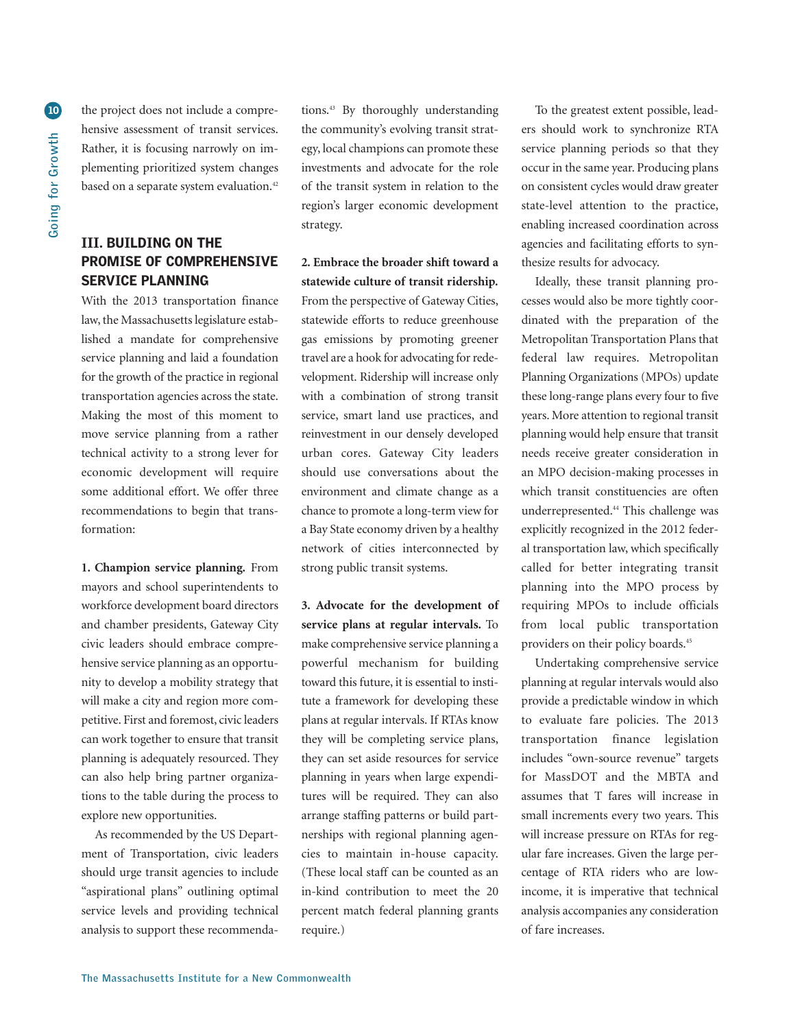the project does not include a comprehensive assessment of transit services. Rather, it is focusing narrowly on implementing prioritized system changes based on a separate system evaluation.[42]

## III. BUILDING ON THE PROMISE OF COMPREHENSIVE SERVICE PLANNING

With the 2013 transportation finance law, the Massachusetts legislature established a mandate for comprehensive service planning and laid a foundation for the growth of the practice in regional transportation agencies across the state. Making the most of this moment to move service planning from a rather technical activity to a strong lever for economic development will require some additional effort. We offer three recommendations to begin that transformation:

**1. Champion service planning.** From mayors and school superintendents to workforce development board directors and chamber presidents, Gateway City civic leaders should embrace comprehensive service planning as an opportunity to develop a mobility strategy that will make a city and region more competitive. First and foremost, civic leaders can work together to ensure that transit planning is adequately resourced. They can also help bring partner organizations to the table during the process to explore new opportunities.

As recommended by the US Department of Transportation, civic leaders should urge transit agencies to include "aspirational plans" outlining optimal service levels and providing technical analysis to support these recommendations.[43] By thoroughly understanding the community's evolving transit strategy, local champions can promote these investments and advocate for the role of the transit system in relation to the region's larger economic development strategy.

**2. Embrace the broader shift toward a statewide culture of transit ridership.** From the perspective of Gateway Cities, statewide efforts to reduce greenhouse gas emissions by promoting greener travel are a hook for advocating for redevelopment. Ridership will increase only with a combination of strong transit service, smart land use practices, and reinvestment in our densely developed urban cores. Gateway City leaders should use conversations about the environment and climate change as a chance to promote a long-term view for a Bay State economy driven by a healthy network of cities interconnected by strong public transit systems.

**3. Advocate for the development of service plans at regular intervals.** To make comprehensive service planning a powerful mechanism for building toward this future, it is essential to institute a framework for developing these plans at regular intervals. If RTAs know they will be completing service plans, they can set aside resources for service planning in years when large expenditures will be required. They can also arrange staffing patterns or build partnerships with regional planning agencies to maintain in-house capacity. (These local staff can be counted as an in-kind contribution to meet the 20 percent match federal planning grants require.)

To the greatest extent possible, leaders should work to synchronize RTA service planning periods so that they occur in the same year. Producing plans on consistent cycles would draw greater state-level attention to the practice, enabling increased coordination across agencies and facilitating efforts to synthesize results for advocacy.

Ideally, these transit planning processes would also be more tightly coordinated with the preparation of the Metropolitan Transportation Plans that federal law requires. Metropolitan Planning Organizations (MPOs) update these long-range plans every four to five years. More attention to regional transit planning would help ensure that transit needs receive greater consideration in an MPO decision-making processes in which transit constituencies are often underrepresented.[44] This challenge was explicitly recognized in the 2012 federal transportation law, which specifically called for better integrating transit planning into the MPO process by requiring MPOs to include officials from local public transportation providers on their policy boards.[45]

Undertaking comprehensive service planning at regular intervals would also provide a predictable window in which to evaluate fare policies. The 2013 transportation finance legislation includes "own-source revenue" targets for MassDOT and the MBTA and assumes that T fares will increase in small increments every two years. This will increase pressure on RTAs for regular fare increases. Given the large percentage of RTA riders who are low-income, it is imperative that technical analysis accompanies any consideration of fare increases.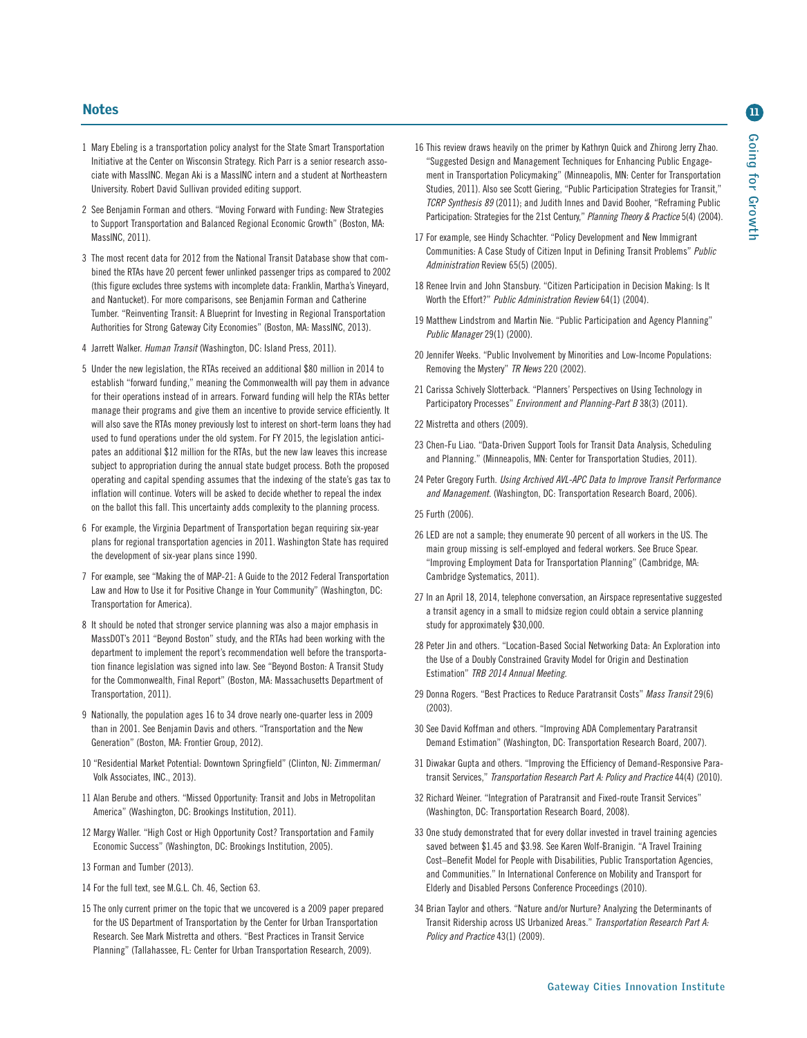## Notes

1 Mary Ebeling is a transportation policy analyst for the State Smart Transportation Initiative at the Center on Wisconsin Strategy. Rich Parr is a senior research associate with MassINC. Megan Aki is a MassINC intern and a student at Northeastern University. Robert David Sullivan provided editing support.

2 See Benjamin Forman and others. "Moving Forward with Funding: New Strategies to Support Transportation and Balanced Regional Economic Growth" (Boston, MA: MassINC, 2011).

3 The most recent data for 2012 from the National Transit Database show that combined the RTAs have 20 percent fewer unlinked passenger trips as compared to 2002 (this figure excludes three systems with incomplete data: Franklin, Martha's Vineyard, and Nantucket). For more comparisons, see Benjamin Forman and Catherine Tumber. "Reinventing Transit: A Blueprint for Investing in Regional Transportation Authorities for Strong Gateway City Economies" (Boston, MA: MassINC, 2013).

4 Jarrett Walker. *Human Transit* (Washington, DC: Island Press, 2011).

5 Under the new legislation, the RTAs received an additional $80 million in 2014 to establish "forward funding," meaning the Commonwealth will pay them in advance for their operations instead of in arrears. Forward funding will help the RTAs better manage their programs and give them an incentive to provide service efficiently. It will also save the RTAs money previously lost to interest on short-term loans they had used to fund operations under the old system. For FY 2015, the legislation anticipates an additional $12 million for the RTAs, but the new law leaves this increase subject to appropriation during the annual state budget process. Both the proposed operating and capital spending assumes that the indexing of the state's gas tax to inflation will continue. Voters will be asked to decide whether to repeal the index on the ballot this fall. This uncertainty adds complexity to the planning process.

6 For example, the Virginia Department of Transportation began requiring six-year plans for regional transportation agencies in 2011. Washington State has required the development of six-year plans since 1990.

7 For example, see "Making the of MAP-21: A Guide to the 2012 Federal Transportation Law and How to Use it for Positive Change in Your Community" (Washington, DC: Transportation for America).

8 It should be noted that stronger service planning was also a major emphasis in MassDOT's 2011 "Beyond Boston" study, and the RTAs had been working with the department to implement the report's recommendation well before the transportation finance legislation was signed into law. See "Beyond Boston: A Transit Study for the Commonwealth, Final Report" (Boston, MA: Massachusetts Department of Transportation, 2011).

9 Nationally, the population ages 16 to 34 drove nearly one-quarter less in 2009 than in 2001. See Benjamin Davis and others. "Transportation and the New Generation" (Boston, MA: Frontier Group, 2012).

10 "Residential Market Potential: Downtown Springfield" (Clinton, NJ: Zimmerman/Volk Associates, INC., 2013).

11 Alan Berube and others. "Missed Opportunity: Transit and Jobs in Metropolitan America" (Washington, DC: Brookings Institution, 2011).

12 Margy Waller. "High Cost or High Opportunity Cost? Transportation and Family Economic Success" (Washington, DC: Brookings Institution, 2005).

13 Forman and Tumber (2013).

14 For the full text, see M.G.L. Ch. 46, Section 63.

15 The only current primer on the topic that we uncovered is a 2009 paper prepared for the US Department of Transportation by the Center for Urban Transportation Research. See Mark Mistretta and others. "Best Practices in Transit Service Planning" (Tallahassee, FL: Center for Urban Transportation Research, 2009).

16 This review draws heavily on the primer by Kathryn Quick and Zhirong Jerry Zhao. "Suggested Design and Management Techniques for Enhancing Public Engagement in Transportation Policymaking" (Minneapolis, MN: Center for Transportation Studies, 2011). Also see Scott Giering, "Public Participation Strategies for Transit," *TCRP Synthesis 89* (2011); and Judith Innes and David Booher, "Reframing Public Participation: Strategies for the 21st Century," *Planning Theory & Practice* 5(4) (2004).

17 For example, see Hindy Schachter. "Policy Development and New Immigrant Communities: A Case Study of Citizen Input in Defining Transit Problems" *Public Administration* Review 65(5) (2005).

18 Renee Irvin and John Stansbury. "Citizen Participation in Decision Making: Is It Worth the Effort?" *Public Administration Review* 64(1) (2004).

19 Matthew Lindstrom and Martin Nie. "Public Participation and Agency Planning" *Public Manager* 29(1) (2000).

20 Jennifer Weeks. "Public Involvement by Minorities and Low-Income Populations: Removing the Mystery" *TR News* 220 (2002).

21 Carissa Schively Slotterback. "Planners' Perspectives on Using Technology in Participatory Processes" *Environment and Planning-Part B* 38(3) (2011).

22 Mistretta and others (2009).

23 Chen-Fu Liao. "Data-Driven Support Tools for Transit Data Analysis, Scheduling and Planning." (Minneapolis, MN: Center for Transportation Studies, 2011).

24 Peter Gregory Furth. *Using Archived AVL-APC Data to Improve Transit Performance and Management*. (Washington, DC: Transportation Research Board, 2006).

25 Furth (2006).

26 LED are not a sample; they enumerate 90 percent of all workers in the US. The main group missing is self-employed and federal workers. See Bruce Spear. "Improving Employment Data for Transportation Planning" (Cambridge, MA: Cambridge Systematics, 2011).

27 In an April 18, 2014, telephone conversation, an Airspace representative suggested a transit agency in a small to midsize region could obtain a service planning study for approximately $30,000.

28 Peter Jin and others. "Location-Based Social Networking Data: An Exploration into the Use of a Doubly Constrained Gravity Model for Origin and Destination Estimation" *TRB 2014 Annual Meeting*.

29 Donna Rogers. "Best Practices to Reduce Paratransit Costs" *Mass Transit* 29(6) (2003).

30 See David Koffman and others. "Improving ADA Complementary Paratransit Demand Estimation" (Washington, DC: Transportation Research Board, 2007).

31 Diwakar Gupta and others. "Improving the Efficiency of Demand-Responsive Paratransit Services," *Transportation Research Part A: Policy and Practice* 44(4) (2010).

32 Richard Weiner. "Integration of Paratransit and Fixed-route Transit Services" (Washington, DC: Transportation Research Board, 2008).

33 One study demonstrated that for every dollar invested in travel training agencies saved between $1.45 and $3.98. See Karen Wolf-Branigin. "A Travel Training Cost–Benefit Model for People with Disabilities, Public Transportation Agencies, and Communities." In International Conference on Mobility and Transport for Elderly and Disabled Persons Conference Proceedings (2010).

34 Brian Taylor and others. "Nature and/or Nurture? Analyzing the Determinants of Transit Ridership across US Urbanized Areas." *Transportation Research Part A: Policy and Practice* 43(1) (2009).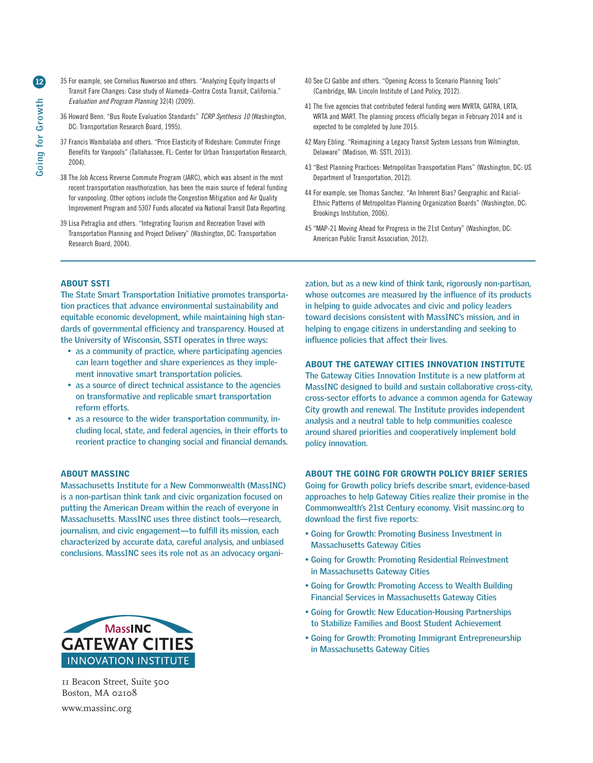35 For example, see Cornelius Nuworsoo and others. "Analyzing Equity Impacts of Transit Fare Changes: Case study of Alameda–Contra Costa Transit, California." *Evaluation and Program Planning* 32(4) (2009).

36 Howard Benn. "Bus Route Evaluation Standards" *TCRP Synthesis 10* (Washington, DC: Transportation Research Board, 1995).

37 Francis Wambalaba and others. "Price Elasticity of Rideshare: Commuter Fringe Benefits for Vanpools" (Tallahassee, FL: Center for Urban Transportation Research, 2004).

38 The Job Access Reverse Commute Program (JARC), which was absent in the most recent transportation reauthorization, has been the main source of federal funding for vanpooling. Other options include the Congestion Mitigation and Air Quality Improvement Program and 5307 Funds allocated via National Transit Data Reporting.

39 Lisa Petraglia and others. "Integrating Tourism and Recreation Travel with Transportation Planning and Project Delivery" (Washington, DC: Transportation Research Board, 2004).

40 See CJ Gabbe and others. "Opening Access to Scenario Planning Tools" (Cambridge, MA: Lincoln Institute of Land Policy, 2012).

41 The five agencies that contributed federal funding were MVRTA, GATRA, LRTA, WRTA and MART. The planning process officially began in February 2014 and is expected to be completed by June 2015.

42 Mary Ebling. "Reimagining a Legacy Transit System Lessons from Wilmington, Delaware" (Madison, WI: SSTI, 2013).

43 "Best Planning Practices: Metropolitan Transportation Plans" (Washington, DC: US Department of Transportation, 2012).

44 For example, see Thomas Sanchez. "An Inherent Bias? Geographic and Racial-Ethnic Patterns of Metropolitan Planning Organization Boards" (Washington, DC: Brookings Institution, 2006).

45 "MAP-21 Moving Ahead for Progress in the 21st Century" (Washington, DC: American Public Transit Association, 2012).

## ABOUT SSTI

The State Smart Transportation Initiative promotes transportation practices that advance environmental sustainability and equitable economic development, while maintaining high standards of governmental efficiency and transparency. Housed at the University of Wisconsin, SSTI operates in three ways:

- as a community of practice, where participating agencies can learn together and share experiences as they implement innovative smart transportation policies.
- as a source of direct technical assistance to the agencies on transformative and replicable smart transportation reform efforts.
- as a resource to the wider transportation community, including local, state, and federal agencies, in their efforts to reorient practice to changing social and financial demands.

## ABOUT MASSINC

Massachusetts Institute for a New Commonwealth (MassINC) is a non-partisan think tank and civic organization focused on putting the American Dream within the reach of everyone in Massachusetts. MassINC uses three distinct tools—research, journalism, and civic engagement—to fulfill its mission, each characterized by accurate data, careful analysis, and unbiased conclusions. MassINC sees its role not as an advocacy organization, but as a new kind of think tank, rigorously non-partisan, whose outcomes are measured by the influence of its products in helping to guide advocates and civic and policy leaders toward decisions consistent with MassINC's mission, and in helping to engage citizens in understanding and seeking to influence policies that affect their lives.

## ABOUT THE GATEWAY CITIES INNOVATION INSTITUTE

The Gateway Cities Innovation Institute is a new platform at MassINC designed to build and sustain collaborative cross-city, cross-sector efforts to advance a common agenda for Gateway City growth and renewal. The Institute provides independent analysis and a neutral table to help communities coalesce around shared priorities and cooperatively implement bold policy innovation.

## ABOUT THE GOING FOR GROWTH POLICY BRIEF SERIES

Going for Growth policy briefs describe smart, evidence-based approaches to help Gateway Cities realize their promise in the Commonwealth's 21st Century economy. Visit massinc.org to download the first five reports:

- Going for Growth: Promoting Business Investment in Massachusetts Gateway Cities
- Going for Growth: Promoting Residential Reinvestment in Massachusetts Gateway Cities
- Going for Growth: Promoting Access to Wealth Building Financial Services in Massachusetts Gateway Cities
- Going for Growth: New Education-Housing Partnerships to Stabilize Families and Boost Student Achievement
- Going for Growth: Promoting Immigrant Entrepreneurship in Massachusetts Gateway Cities

MassINC GATEWAY CITIES INNOVATION INSTITUTE

11 Beacon Street, Suite 500
Boston, MA 02108

www.massinc.org